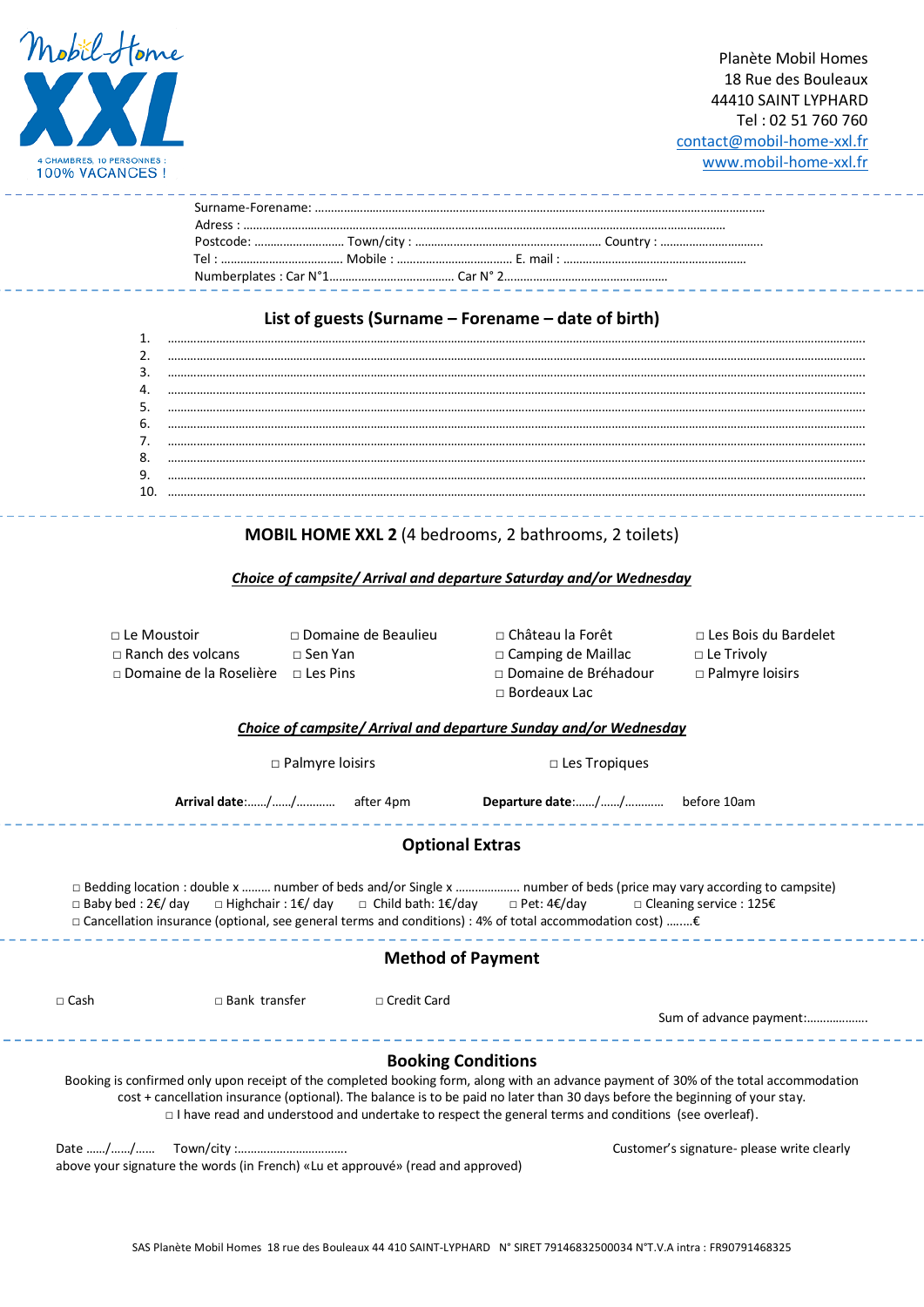Mobil-Home XXL

4 CHAMBRES, 10 PERSONNES : 100% VACANCES !

Planète Mobil Homes
18 Rue des Bouleaux
44410 SAINT LYPHARD
Tel : 02 51 760 760
contact@mobil-home-xxl.fr
www.mobil-home-xxl.fr

Surname-Forename: .........................................................................................................................................
Adress : .........................................................................................................................................
Postcode: ........................... Town/city : ........................................................ Country : ...............................
Tel : ..................................... Mobile : .................................. E. mail : .......................................................
Numberplates : Car N°1...................................... Car N° 2..................................................

## List of guests (Surname – Forename – date of birth)

1. .........................................................................................................................................
2. .........................................................................................................................................
3. .........................................................................................................................................
4. .........................................................................................................................................
5. .........................................................................................................................................
6. .........................................................................................................................................
7. .........................................................................................................................................
8. .........................................................................................................................................
9. .........................................................................................................................................
10. .........................................................................................................................................

## MOBIL HOME XXL 2 (4 bedrooms, 2 bathrooms, 2 toilets)

***Choice of campsite/ Arrival and departure Saturday and/or Wednesday***

□ Le Moustoir
□ Ranch des volcans
□ Domaine de la Roselière
□ Domaine de Beaulieu
□ Sen Yan
□ Les Pins
□ Château la Forêt
□ Camping de Maillac
□ Domaine de Bréhadour
□ Bordeaux Lac
□ Les Bois du Bardelet
□ Le Trivoly
□ Palmyre loisirs

***Choice of campsite/ Arrival and departure Sunday and/or Wednesday***

□ Palmyre loisirs
□ Les Tropiques

**Arrival date**:....../....../........... after 4pm **Departure date**:....../....../........... before 10am

## Optional Extras

□ Bedding location : double x ......... number of beds and/or Single x .................... number of beds (price may vary according to campsite)
□ Baby bed : 2€/ day □ Highchair : 1€/ day □ Child bath: 1€/day □ Pet: 4€/day □ Cleaning service : 125€
□ Cancellation insurance (optional, see general terms and conditions) : 4% of total accommodation cost) ........€

## Method of Payment

□ Cash □ Bank transfer □ Credit Card

Sum of advance payment:...................

## Booking Conditions

Booking is confirmed only upon receipt of the completed booking form, along with an advance payment of 30% of the total accommodation cost + cancellation insurance (optional). The balance is to be paid no later than 30 days before the beginning of your stay.
□ I have read and understood and undertake to respect the general terms and conditions (see overleaf).

Date ....../....../...... Town/city :.................................

Customer's signature- please write clearly

above your signature the words (in French) «Lu et approuvé» (read and approved)

SAS Planète Mobil Homes 18 rue des Bouleaux 44 410 SAINT-LYPHARD N° SIRET 79146832500034 N°T.V.A intra : FR90791468325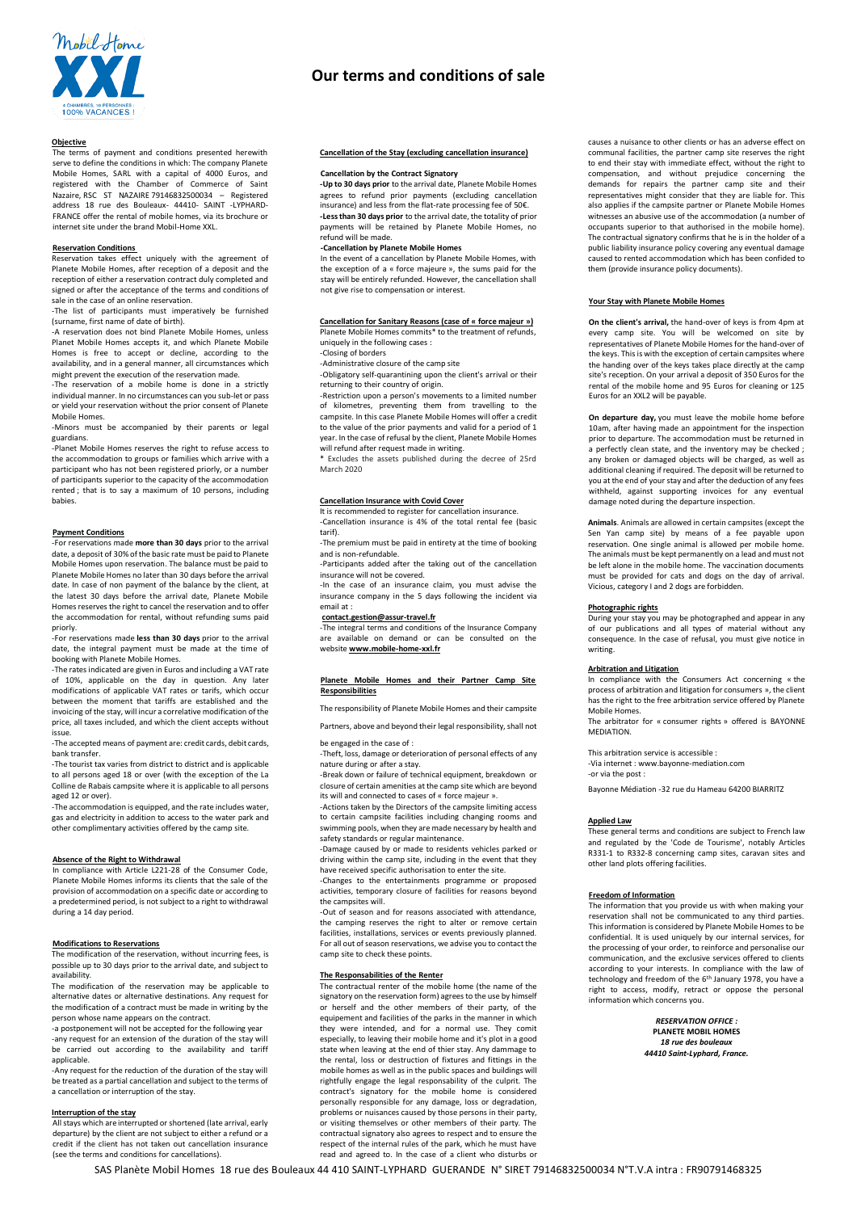# Our terms and conditions of sale

## Objective

The terms of payment and conditions presented herewith serve to define the conditions in which: The company Planete Mobile Homes, SARL with a capital of 4000 Euros, and registered with the Chamber of Commerce of Saint Nazaire, RSC ST NAZAIRE 79146832500034 – Registered address 18 rue des Bouleaux- 44410- SAINT -LYPHARD-FRANCE offer the rental of mobile homes, via its brochure or internet site under the brand Mobil-Home XXL.

## Reservation Conditions

Reservation takes effect uniquely with the agreement of Planete Mobile Homes, after reception of a deposit and the reception of either a reservation contract duly completed and signed or after the acceptance of the terms and conditions of sale in the case of an online reservation.

-The list of participants must imperatively be furnished (surname, first name of date of birth).

-A reservation does not bind Planete Mobile Homes, unless Planet Mobile Homes accepts it, and which Planete Mobile Homes is free to accept or decline, according to the availability, and in a general manner, all circumstances which might prevent the execution of the reservation made.

-The reservation of a mobile home is done in a strictly individual manner. In no circumstances can you sub-let or pass or yield your reservation without the prior consent of Planete Mobile Homes.

-Minors must be accompanied by their parents or legal guardians.

-Planet Mobile Homes reserves the right to refuse access to the accommodation to groups or families which arrive with a participant who has not been registered priorly, or a number of participants superior to the capacity of the accommodation rented ; that is to say a maximum of 10 persons, including babies.

## Payment Conditions

-For reservations made **more than 30 days** prior to the arrival date, a deposit of 30% of the basic rate must be paid to Planete Mobile Homes upon reservation. The balance must be paid to Planete Mobile Homes no later than 30 days before the arrival date. In case of non payment of the balance by the client, at the latest 30 days before the arrival date, Planete Mobile Homes reserves the right to cancel the reservation and to offer the accommodation for rental, without refunding sums paid priorly.

-For reservations made **less than 30 days** prior to the arrival date, the integral payment must be made at the time of booking with Planete Mobile Homes.

-The rates indicated are given in Euros and including a VAT rate of 10%, applicable on the day in question. Any later modifications of applicable VAT rates or tarifs, which occur between the moment that tariffs are established and the invoicing of the stay, will incur a correlative modification of the price, all taxes included, and which the client accepts without issue.

-The accepted means of payment are: credit cards, debit cards, bank transfer.

-The tourist tax varies from district to district and is applicable to all persons aged 18 or over (with the exception of the La Colline de Rabais campsite where it is applicable to all persons aged 12 or over).

-The accommodation is equipped, and the rate includes water, gas and electricity in addition to access to the water park and other complimentary activities offered by the camp site.

## Absence of the Right to Withdrawal

In compliance with Article L221-28 of the Consumer Code, Planete Mobile Homes informs its clients that the sale of the provision of accommodation on a specific date or according to a predetermined period, is not subject to a right to withdrawal during a 14 day period.

## Modifications to Reservations

The modification of the reservation, without incurring fees, is possible up to 30 days prior to the arrival date, and subject to availability.

The modification of the reservation may be applicable to alternative dates or alternative destinations. Any request for the modification of a contract must be made in writing by the person whose name appears on the contract.

-a postponement will not be accepted for the following year

-any request for an extension of the duration of the stay will be carried out according to the availability and tariff applicable.

-Any request for the reduction of the duration of the stay will be treated as a partial cancellation and subject to the terms of a cancellation or interruption of the stay.

## Interruption of the stay

All stays which are interrupted or shortened (late arrival, early departure) by the client are not subject to either a refund or a credit if the client has not taken out cancellation insurance (see the terms and conditions for cancellations).

## Cancellation of the Stay (excluding cancellation insurance)

### Cancellation by the Contract Signatory

**-Up to 30 days prior** to the arrival date, Planete Mobile Homes agrees to refund prior payments (excluding cancellation insurance) and less from the flat-rate processing fee of 50€.

**-Less than 30 days prior** to the arrival date, the totality of prior payments will be retained by Planete Mobile Homes, no refund will be made.

### -Cancellation by Planete Mobile Homes

In the event of a cancellation by Planete Mobile Homes, with the exception of a « force majeure », the sums paid for the stay will be entirely refunded. However, the cancellation shall not give rise to compensation or interest.

## Cancellation for Sanitary Reasons (case of « force majeur »)

Planete Mobile Homes commits* to the treatment of refunds, uniquely in the following cases :

-Closing of borders

-Administrative closure of the camp site

-Obligatory self-quarantining upon the client's arrival or their returning to their country of origin.

-Restriction upon a person's movements to a limited number of kilometres, preventing them from travelling to the campsite. In this case Planete Mobile Homes will offer a credit to the value of the prior payments and valid for a period of 1 year. In the case of refusal by the client, Planete Mobile Homes will refund after request made in writing.

\* Excludes the assets published during the decree of 25rd March 2020

## Cancellation Insurance with Covid Cover

It is recommended to register for cancellation insurance.

-Cancellation insurance is 4% of the total rental fee (basic tarif).

-The premium must be paid in entirety at the time of booking and is non-refundable.

-Participants added after the taking out of the cancellation insurance will not be covered.

-In the case of an insurance claim, you must advise the insurance company in the 5 days following the incident via email at :

**contact.gestion@assur-travel.fr**

-The integral terms and conditions of the Insurance Company are available on demand or can be consulted on the website **www.mobile-home-xxl.fr**

## Planete Mobile Homes and their Partner Camp Site Responsibilities

The responsibility of Planete Mobile Homes and their campsite

Partners, above and beyond their legal responsibility, shall not

be engaged in the case of :

-Theft, loss, damage or deterioration of personal effects of any nature during or after a stay.

-Break down or failure of technical equipment, breakdown or closure of certain amenities at the camp site which are beyond its will and connected to cases of « force majeur ».

-Actions taken by the Directors of the campsite limiting access to certain campsite facilities including changing rooms and swimming pools, when they are made necessary by health and safety standards or regular maintenance.

-Damage caused by or made to residents vehicles parked or driving within the camp site, including in the event that they have received specific authorisation to enter the site.

-Changes to the entertainments programme or proposed activities, temporary closure of facilities for reasons beyond the campsites will.

-Out of season and for reasons associated with attendance, the camping reserves the right to alter or remove certain facilities, installations, services or events previously planned. For all out of season reservations, we advise you to contact the camp site to check these points.

## The Responsabilities of the Renter

The contractual renter of the mobile home (the name of the signatory on the reservation form) agrees to the use by himself or herself and the other members of their party, of the equipement and facilities of the parks in the manner in which they were intended, and for a normal use. They comit especially, to leaving their mobile home and it's plot in a good state when leaving at the end of thier stay. Any dammage to the rental, loss or destruction of fixtures and fittings in the mobile homes as well as in the public spaces and buildings will rightfully engage the legal responsability of the culprit. The contract's signatory for the mobile home is considered personally responsible for any damage, loss or degradation, problems or nuisances caused by those persons in their party, or visiting themselves or other members of their party. The contractual signatory also agrees to respect and to ensure the respect of the internal rules of the park, which he must have read and agreed to. In the case of a client who disturbs or causes a nuisance to other clients or has an adverse effect on communal facilities, the partner camp site reserves the right to end their stay with immediate effect, without the right to compensation, and without prejudice concerning the demands for repairs the partner camp site and their representatives might consider that they are liable for. This also applies if the campsite partner or Planete Mobile Homes witnesses an abusive use of the accommodation (a number of occupants superior to that authorised in the mobile home). The contractual signatory confirms that he is in the holder of a public liability insurance policy covering any eventual damage caused to rented accommodation which has been confided to them (provide insurance policy documents).

## Your Stay with Planete Mobile Homes

**On the client's arrival,** the hand-over of keys is from 4pm at every camp site. You will be welcomed on site by representatives of Planete Mobile Homes for the hand-over of the keys. This is with the exception of certain campsites where the handing over of the keys takes place directly at the camp site's reception. On your arrival a deposit of 350 Euros for the rental of the mobile home and 95 Euros for cleaning or 125 Euros for an XXL2 will be payable.

**On departure day,** you must leave the mobile home before 10am, after having made an appointment for the inspection prior to departure. The accommodation must be returned in a perfectly clean state, and the inventory may be checked ; any broken or damaged objects will be charged, as well as additional cleaning if required. The deposit will be returned to you at the end of your stay and after the deduction of any fees withheld, against supporting invoices for any eventual damage noted during the departure inspection.

**Animals**. Animals are allowed in certain campsites (except the Sen Yan camp site) by means of a fee payable upon reservation. One single animal is allowed per mobile home. The animals must be kept permanently on a lead and must not be left alone in the mobile home. The vaccination documents must be provided for cats and dogs on the day of arrival. Vicious, category I and 2 dogs are forbidden.

## Photographic rights

During your stay you may be photographed and appear in any of our publications and all types of material without any consequence. In the case of refusal, you must give notice in writing.

## Arbitration and Litigation

In compliance with the Consumers Act concerning « the process of arbitration and litigation for consumers », the client has the right to the free arbitration service offered by Planete Mobile Homes.

The arbitrator for « consumer rights » offered is BAYONNE MEDIATION.

This arbitration service is accessible :

-Via internet : www.bayonne-mediation.com

-or via the post :

Bayonne Médiation -32 rue du Hameau 64200 BIARRITZ

## Applied Law

These general terms and conditions are subject to French law and regulated by the 'Code de Tourisme', notably Articles R331-1 to R332-8 concerning camp sites, caravan sites and other land plots offering facilities.

## Freedom of Information

The information that you provide us with when making your reservation shall not be communicated to any third parties. This information is considered by Planete Mobile Homes to be confidential. It is used uniquely by our internal services, for the processing of your order, to reinforce and personalise our communication, and the exclusive services offered to clients according to your interests. In compliance with the law of technology and freedom of the 6th January 1978, you have a right to access, modify, retract or oppose the personal information which concerns you.

***RESERVATION OFFICE :***
**PLANETE MOBIL HOMES**
***18 rue des bouleaux***
***44410 Saint-Lyphard, France.***

SAS Planète Mobil Homes 18 rue des Bouleaux 44 410 SAINT-LYPHARD GUERANDE N° SIRET 79146832500034 N°T.V.A intra : FR90791468325